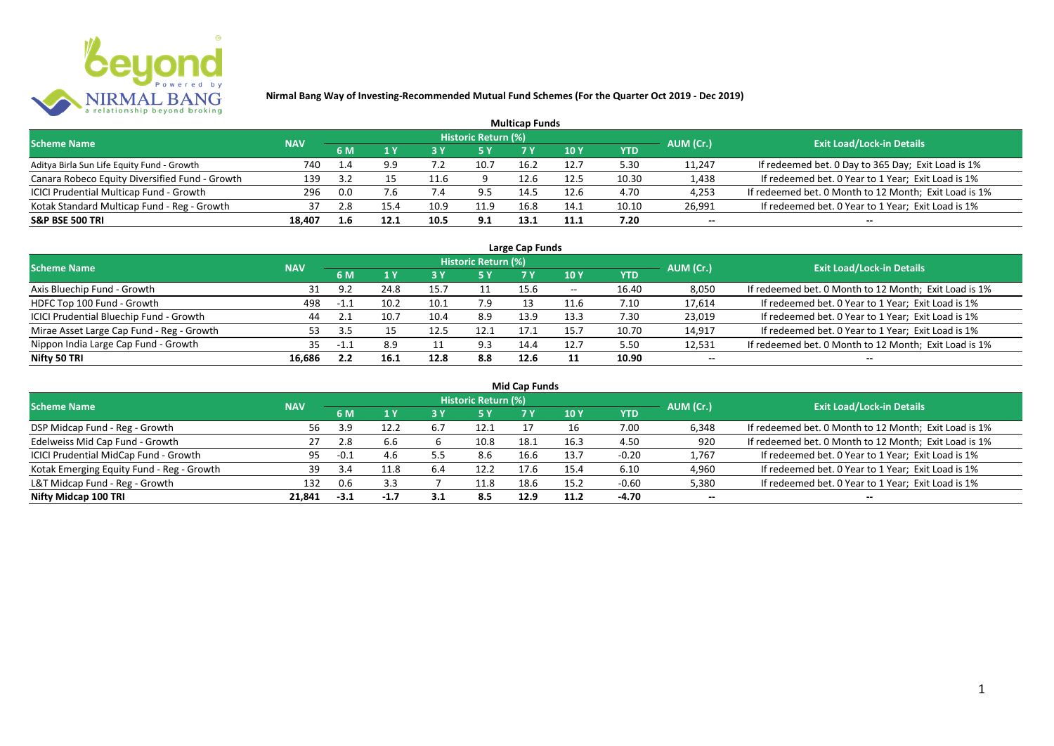**Nirmal Bang Way of Investing-Recommended Mutual Fund Schemes (For the Quarter Oct 2019 - Dec 2019)**

## Multicap Funds

| Scheme Name | NAV | Historic Return (%) | | | | | | | AUM (Cr.) | Exit Load/Lock-in Details |
|---|---|---|---|---|---|---|---|---|---|---|
| | | 6 M | 1 Y | 3 Y | 5 Y | 7 Y | 10 Y | YTD | | |
| Aditya Birla Sun Life Equity Fund - Growth | 740 | 1.4 | 9.9 | 7.2 | 10.7 | 16.2 | 12.7 | 5.30 | 11,247 | If redeemed bet. 0 Day to 365 Day; Exit Load is 1% |
| Canara Robeco Equity Diversified Fund - Growth | 139 | 3.2 | 15 | 11.6 | 9 | 12.6 | 12.5 | 10.30 | 1,438 | If redeemed bet. 0 Year to 1 Year; Exit Load is 1% |
| ICICI Prudential Multicap Fund - Growth | 296 | 0.0 | 7.6 | 7.4 | 9.5 | 14.5 | 12.6 | 4.70 | 4,253 | If redeemed bet. 0 Month to 12 Month; Exit Load is 1% |
| Kotak Standard Multicap Fund - Reg - Growth | 37 | 2.8 | 15.4 | 10.9 | 11.9 | 16.8 | 14.1 | 10.10 | 26,991 | If redeemed bet. 0 Year to 1 Year; Exit Load is 1% |
| **S&P BSE 500 TRI** | **18,407** | **1.6** | **12.1** | **10.5** | **9.1** | **13.1** | **11.1** | **7.20** | **--** | **--** |

## Large Cap Funds

| Scheme Name | NAV | Historic Return (%) | | | | | | | AUM (Cr.) | Exit Load/Lock-in Details |
|---|---|---|---|---|---|---|---|---|---|---|
| | | 6 M | 1 Y | 3 Y | 5 Y | 7 Y | 10 Y | YTD | | |
| Axis Bluechip Fund - Growth | 31 | 9.2 | 24.8 | 15.7 | 11 | 15.6 | -- | 16.40 | 8,050 | If redeemed bet. 0 Month to 12 Month; Exit Load is 1% |
| HDFC Top 100 Fund - Growth | 498 | -1.1 | 10.2 | 10.1 | 7.9 | 13 | 11.6 | 7.10 | 17,614 | If redeemed bet. 0 Year to 1 Year; Exit Load is 1% |
| ICICI Prudential Bluechip Fund - Growth | 44 | 2.1 | 10.7 | 10.4 | 8.9 | 13.9 | 13.3 | 7.30 | 23,019 | If redeemed bet. 0 Year to 1 Year; Exit Load is 1% |
| Mirae Asset Large Cap Fund - Reg - Growth | 53 | 3.5 | 15 | 12.5 | 12.1 | 17.1 | 15.7 | 10.70 | 14,917 | If redeemed bet. 0 Year to 1 Year; Exit Load is 1% |
| Nippon India Large Cap Fund - Growth | 35 | -1.1 | 8.9 | 11 | 9.3 | 14.4 | 12.7 | 5.50 | 12,531 | If redeemed bet. 0 Month to 12 Month; Exit Load is 1% |
| **Nifty 50 TRI** | **16,686** | **2.2** | **16.1** | **12.8** | **8.8** | **12.6** | **11** | **10.90** | **--** | **--** |

## Mid Cap Funds

| Scheme Name | NAV | Historic Return (%) | | | | | | | AUM (Cr.) | Exit Load/Lock-in Details |
|---|---|---|---|---|---|---|---|---|---|---|
| | | 6 M | 1 Y | 3 Y | 5 Y | 7 Y | 10 Y | YTD | | |
| DSP Midcap Fund - Reg - Growth | 56 | 3.9 | 12.2 | 6.7 | 12.1 | 17 | 16 | 7.00 | 6,348 | If redeemed bet. 0 Month to 12 Month; Exit Load is 1% |
| Edelweiss Mid Cap Fund - Growth | 27 | 2.8 | 6.6 | 6 | 10.8 | 18.1 | 16.3 | 4.50 | 920 | If redeemed bet. 0 Month to 12 Month; Exit Load is 1% |
| ICICI Prudential MidCap Fund - Growth | 95 | -0.1 | 4.6 | 5.5 | 8.6 | 16.6 | 13.7 | -0.20 | 1,767 | If redeemed bet. 0 Year to 1 Year; Exit Load is 1% |
| Kotak Emerging Equity Fund - Reg - Growth | 39 | 3.4 | 11.8 | 6.4 | 12.2 | 17.6 | 15.4 | 6.10 | 4,960 | If redeemed bet. 0 Year to 1 Year; Exit Load is 1% |
| L&T Midcap Fund - Reg - Growth | 132 | 0.6 | 3.3 | 7 | 11.8 | 18.6 | 15.2 | -0.60 | 5,380 | If redeemed bet. 0 Year to 1 Year; Exit Load is 1% |
| **Nifty Midcap 100 TRI** | **21,841** | **-3.1** | **-1.7** | **3.1** | **8.5** | **12.9** | **11.2** | **-4.70** | **--** | **--** |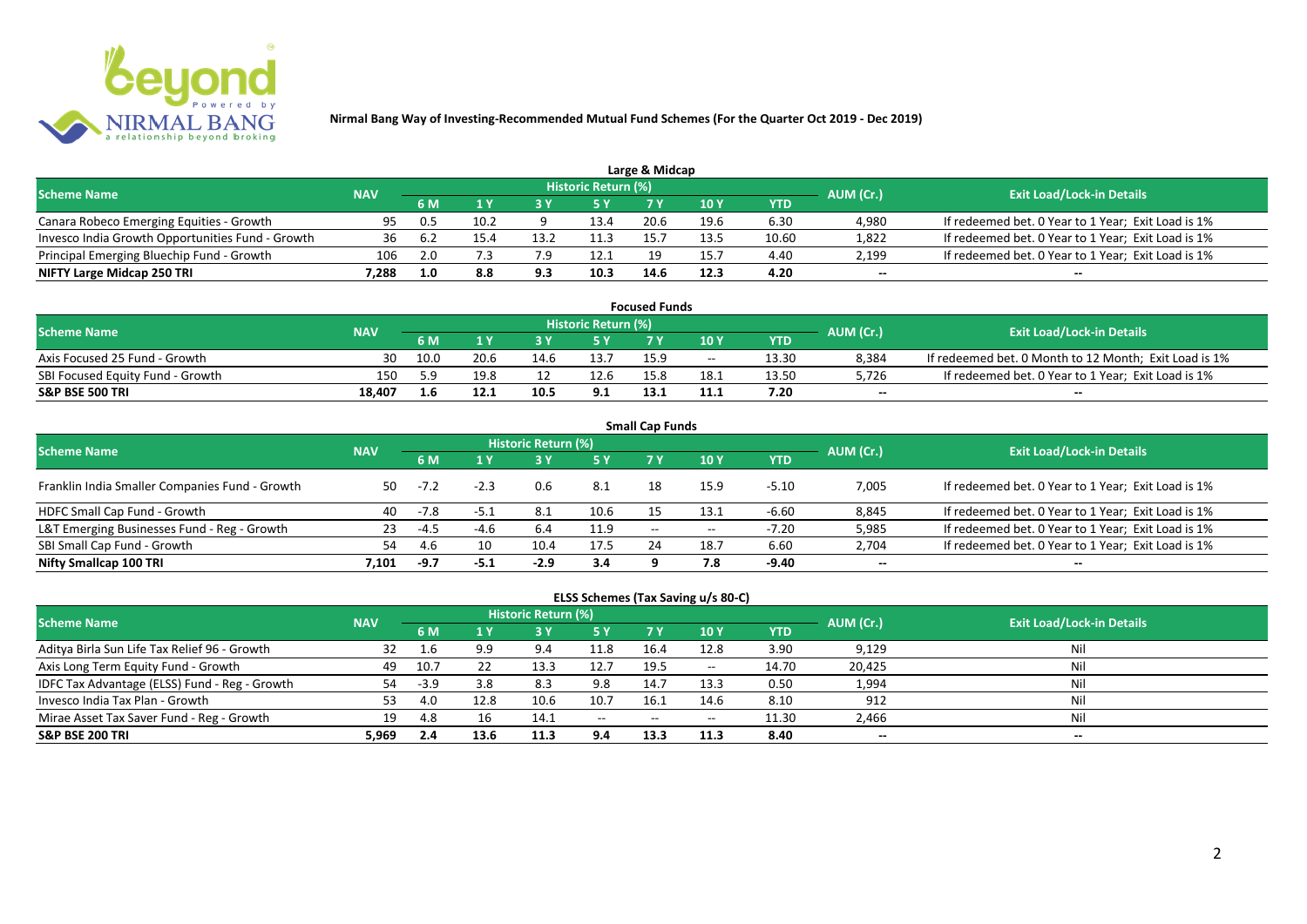## Nirmal Bang Way of Investing-Recommended Mutual Fund Schemes (For the Quarter Oct 2019 - Dec 2019)

### Large & Midcap

| Scheme Name | NAV | Historic Return (%) | | | | | | | AUM (Cr.) | Exit Load/Lock-in Details |
|---|---|---|---|---|---|---|---|---|---|---|
| | | 6 M | 1 Y | 3 Y | 5 Y | 7 Y | 10 Y | YTD | | |
| Canara Robeco Emerging Equities - Growth | 95 | 0.5 | 10.2 | 9 | 13.4 | 20.6 | 19.6 | 6.30 | 4,980 | If redeemed bet. 0 Year to 1 Year; Exit Load is 1% |
| Invesco India Growth Opportunities Fund - Growth | 36 | 6.2 | 15.4 | 13.2 | 11.3 | 15.7 | 13.5 | 10.60 | 1,822 | If redeemed bet. 0 Year to 1 Year; Exit Load is 1% |
| Principal Emerging Bluechip Fund - Growth | 106 | 2.0 | 7.3 | 7.9 | 12.1 | 19 | 15.7 | 4.40 | 2,199 | If redeemed bet. 0 Year to 1 Year; Exit Load is 1% |
| **NIFTY Large Midcap 250 TRI** | **7,288** | **1.0** | **8.8** | **9.3** | **10.3** | **14.6** | **12.3** | **4.20** | **--** | **--** |

### Focused Funds

| Scheme Name | NAV | Historic Return (%) | | | | | | | AUM (Cr.) | Exit Load/Lock-in Details |
|---|---|---|---|---|---|---|---|---|---|---|
| | | 6 M | 1 Y | 3 Y | 5 Y | 7 Y | 10 Y | YTD | | |
| Axis Focused 25 Fund - Growth | 30 | 10.0 | 20.6 | 14.6 | 13.7 | 15.9 | -- | 13.30 | 8,384 | If redeemed bet. 0 Month to 12 Month; Exit Load is 1% |
| SBI Focused Equity Fund - Growth | 150 | 5.9 | 19.8 | 12 | 12.6 | 15.8 | 18.1 | 13.50 | 5,726 | If redeemed bet. 0 Year to 1 Year; Exit Load is 1% |
| **S&P BSE 500 TRI** | **18,407** | **1.6** | **12.1** | **10.5** | **9.1** | **13.1** | **11.1** | **7.20** | **--** | **--** |

### Small Cap Funds

| Scheme Name | NAV | Historic Return (%) | | | | | | | AUM (Cr.) | Exit Load/Lock-in Details |
|---|---|---|---|---|---|---|---|---|---|---|
| | | 6 M | 1 Y | 3 Y | 5 Y | 7 Y | 10 Y | YTD | | |
| Franklin India Smaller Companies Fund - Growth | 50 | -7.2 | -2.3 | 0.6 | 8.1 | 18 | 15.9 | -5.10 | 7,005 | If redeemed bet. 0 Year to 1 Year; Exit Load is 1% |
| HDFC Small Cap Fund - Growth | 40 | -7.8 | -5.1 | 8.1 | 10.6 | 15 | 13.1 | -6.60 | 8,845 | If redeemed bet. 0 Year to 1 Year; Exit Load is 1% |
| L&T Emerging Businesses Fund - Reg - Growth | 23 | -4.5 | -4.6 | 6.4 | 11.9 | -- | -- | -7.20 | 5,985 | If redeemed bet. 0 Year to 1 Year; Exit Load is 1% |
| SBI Small Cap Fund - Growth | 54 | 4.6 | 10 | 10.4 | 17.5 | 24 | 18.7 | 6.60 | 2,704 | If redeemed bet. 0 Year to 1 Year; Exit Load is 1% |
| **Nifty Smallcap 100 TRI** | **7,101** | **-9.7** | **-5.1** | **-2.9** | **3.4** | **9** | **7.8** | **-9.40** | **--** | **--** |

### ELSS Schemes (Tax Saving u/s 80-C)

| Scheme Name | NAV | Historic Return (%) | | | | | | | AUM (Cr.) | Exit Load/Lock-in Details |
|---|---|---|---|---|---|---|---|---|---|---|
| | | 6 M | 1 Y | 3 Y | 5 Y | 7 Y | 10 Y | YTD | | |
| Aditya Birla Sun Life Tax Relief 96 - Growth | 32 | 1.6 | 9.9 | 9.4 | 11.8 | 16.4 | 12.8 | 3.90 | 9,129 | Nil |
| Axis Long Term Equity Fund - Growth | 49 | 10.7 | 22 | 13.3 | 12.7 | 19.5 | -- | 14.70 | 20,425 | Nil |
| IDFC Tax Advantage (ELSS) Fund - Reg - Growth | 54 | -3.9 | 3.8 | 8.3 | 9.8 | 14.7 | 13.3 | 0.50 | 1,994 | Nil |
| Invesco India Tax Plan - Growth | 53 | 4.0 | 12.8 | 10.6 | 10.7 | 16.1 | 14.6 | 8.10 | 912 | Nil |
| Mirae Asset Tax Saver Fund - Reg - Growth | 19 | 4.8 | 16 | 14.1 | -- | -- | -- | 11.30 | 2,466 | Nil |
| **S&P BSE 200 TRI** | **5,969** | **2.4** | **13.6** | **11.3** | **9.4** | **13.3** | **11.3** | **8.40** | **--** | **--** |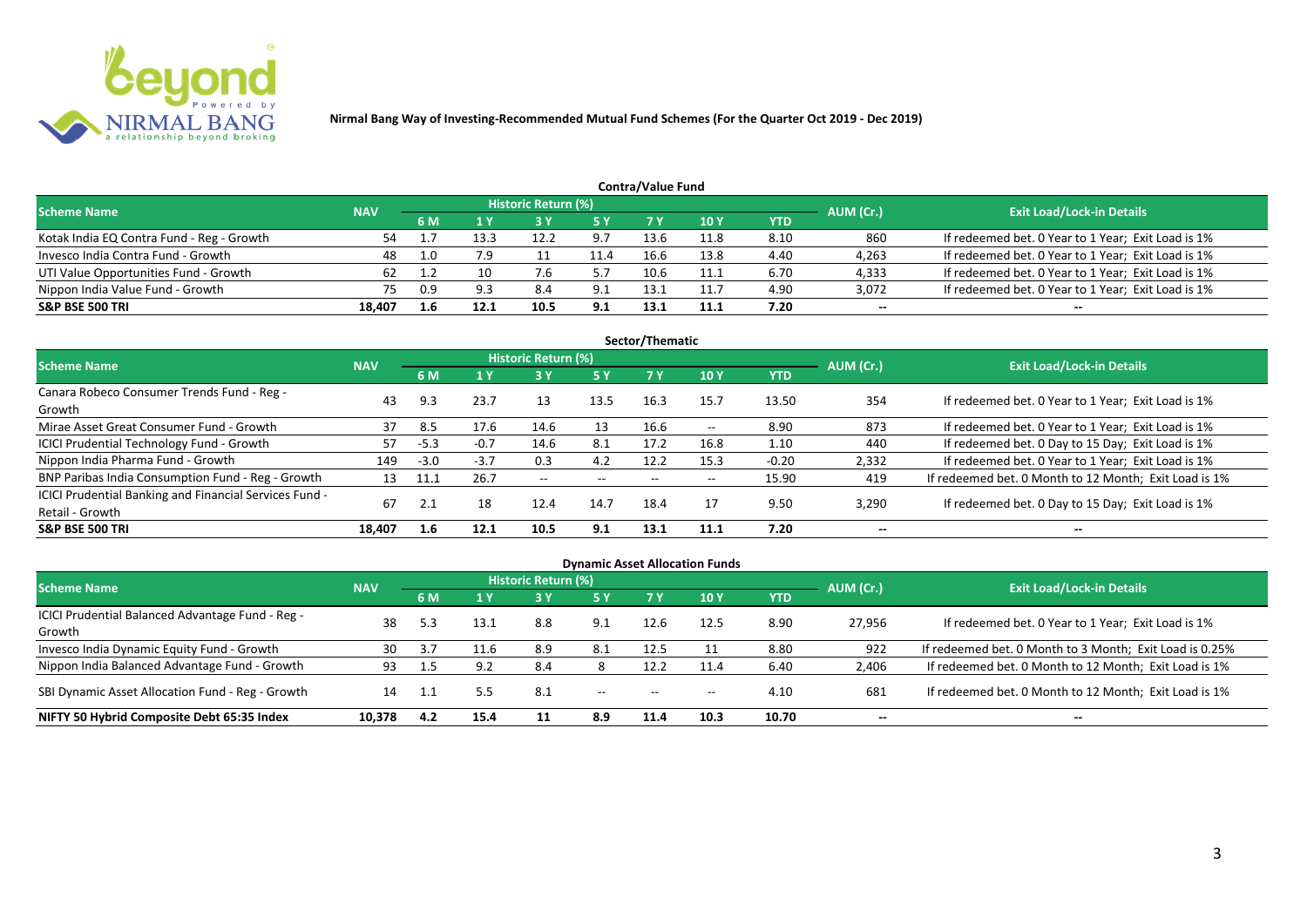**Nirmal Bang Way of Investing-Recommended Mutual Fund Schemes (For the Quarter Oct 2019 - Dec 2019)**

## Contra/Value Fund

| Scheme Name | NAV | Historic Return (%) | | | | | | | AUM (Cr.) | Exit Load/Lock-in Details |
|---|---|---|---|---|---|---|---|---|---|---|
| | | 6 M | 1 Y | 3 Y | 5 Y | 7 Y | 10 Y | YTD | | |
| Kotak India EQ Contra Fund - Reg - Growth | 54 | 1.7 | 13.3 | 12.2 | 9.7 | 13.6 | 11.8 | 8.10 | 860 | If redeemed bet. 0 Year to 1 Year; Exit Load is 1% |
| Invesco India Contra Fund - Growth | 48 | 1.0 | 7.9 | 11 | 11.4 | 16.6 | 13.8 | 4.40 | 4,263 | If redeemed bet. 0 Year to 1 Year; Exit Load is 1% |
| UTI Value Opportunities Fund - Growth | 62 | 1.2 | 10 | 7.6 | 5.7 | 10.6 | 11.1 | 6.70 | 4,333 | If redeemed bet. 0 Year to 1 Year; Exit Load is 1% |
| Nippon India Value Fund - Growth | 75 | 0.9 | 9.3 | 8.4 | 9.1 | 13.1 | 11.7 | 4.90 | 3,072 | If redeemed bet. 0 Year to 1 Year; Exit Load is 1% |
| **S&P BSE 500 TRI** | **18,407** | **1.6** | **12.1** | **10.5** | **9.1** | **13.1** | **11.1** | **7.20** | -- | -- |

## Sector/Thematic

| Scheme Name | NAV | Historic Return (%) | | | | | | | AUM (Cr.) | Exit Load/Lock-in Details |
|---|---|---|---|---|---|---|---|---|---|---|
| | | 6 M | 1 Y | 3 Y | 5 Y | 7 Y | 10 Y | YTD | | |
| Canara Robeco Consumer Trends Fund - Reg - Growth | 43 | 9.3 | 23.7 | 13 | 13.5 | 16.3 | 15.7 | 13.50 | 354 | If redeemed bet. 0 Year to 1 Year; Exit Load is 1% |
| Mirae Asset Great Consumer Fund - Growth | 37 | 8.5 | 17.6 | 14.6 | 13 | 16.6 | -- | 8.90 | 873 | If redeemed bet. 0 Year to 1 Year; Exit Load is 1% |
| ICICI Prudential Technology Fund - Growth | 57 | -5.3 | -0.7 | 14.6 | 8.1 | 17.2 | 16.8 | 1.10 | 440 | If redeemed bet. 0 Day to 15 Day; Exit Load is 1% |
| Nippon India Pharma Fund - Growth | 149 | -3.0 | -3.7 | 0.3 | 4.2 | 12.2 | 15.3 | -0.20 | 2,332 | If redeemed bet. 0 Year to 1 Year; Exit Load is 1% |
| BNP Paribas India Consumption Fund - Reg - Growth | 13 | 11.1 | 26.7 | -- | -- | -- | -- | 15.90 | 419 | If redeemed bet. 0 Month to 12 Month; Exit Load is 1% |
| ICICI Prudential Banking and Financial Services Fund - Retail - Growth | 67 | 2.1 | 18 | 12.4 | 14.7 | 18.4 | 17 | 9.50 | 3,290 | If redeemed bet. 0 Day to 15 Day; Exit Load is 1% |
| **S&P BSE 500 TRI** | **18,407** | **1.6** | **12.1** | **10.5** | **9.1** | **13.1** | **11.1** | **7.20** | -- | -- |

## Dynamic Asset Allocation Funds

| Scheme Name | NAV | Historic Return (%) | | | | | | | AUM (Cr.) | Exit Load/Lock-in Details |
|---|---|---|---|---|---|---|---|---|---|---|
| | | 6 M | 1 Y | 3 Y | 5 Y | 7 Y | 10 Y | YTD | | |
| ICICI Prudential Balanced Advantage Fund - Reg - Growth | 38 | 5.3 | 13.1 | 8.8 | 9.1 | 12.6 | 12.5 | 8.90 | 27,956 | If redeemed bet. 0 Year to 1 Year; Exit Load is 1% |
| Invesco India Dynamic Equity Fund - Growth | 30 | 3.7 | 11.6 | 8.9 | 8.1 | 12.5 | 11 | 8.80 | 922 | If redeemed bet. 0 Month to 3 Month; Exit Load is 0.25% |
| Nippon India Balanced Advantage Fund - Growth | 93 | 1.5 | 9.2 | 8.4 | 8 | 12.2 | 11.4 | 6.40 | 2,406 | If redeemed bet. 0 Month to 12 Month; Exit Load is 1% |
| SBI Dynamic Asset Allocation Fund - Reg - Growth | 14 | 1.1 | 5.5 | 8.1 | -- | -- | -- | 4.10 | 681 | If redeemed bet. 0 Month to 12 Month; Exit Load is 1% |
| **NIFTY 50 Hybrid Composite Debt 65:35 Index** | **10,378** | **4.2** | **15.4** | **11** | **8.9** | **11.4** | **10.3** | **10.70** | -- | -- |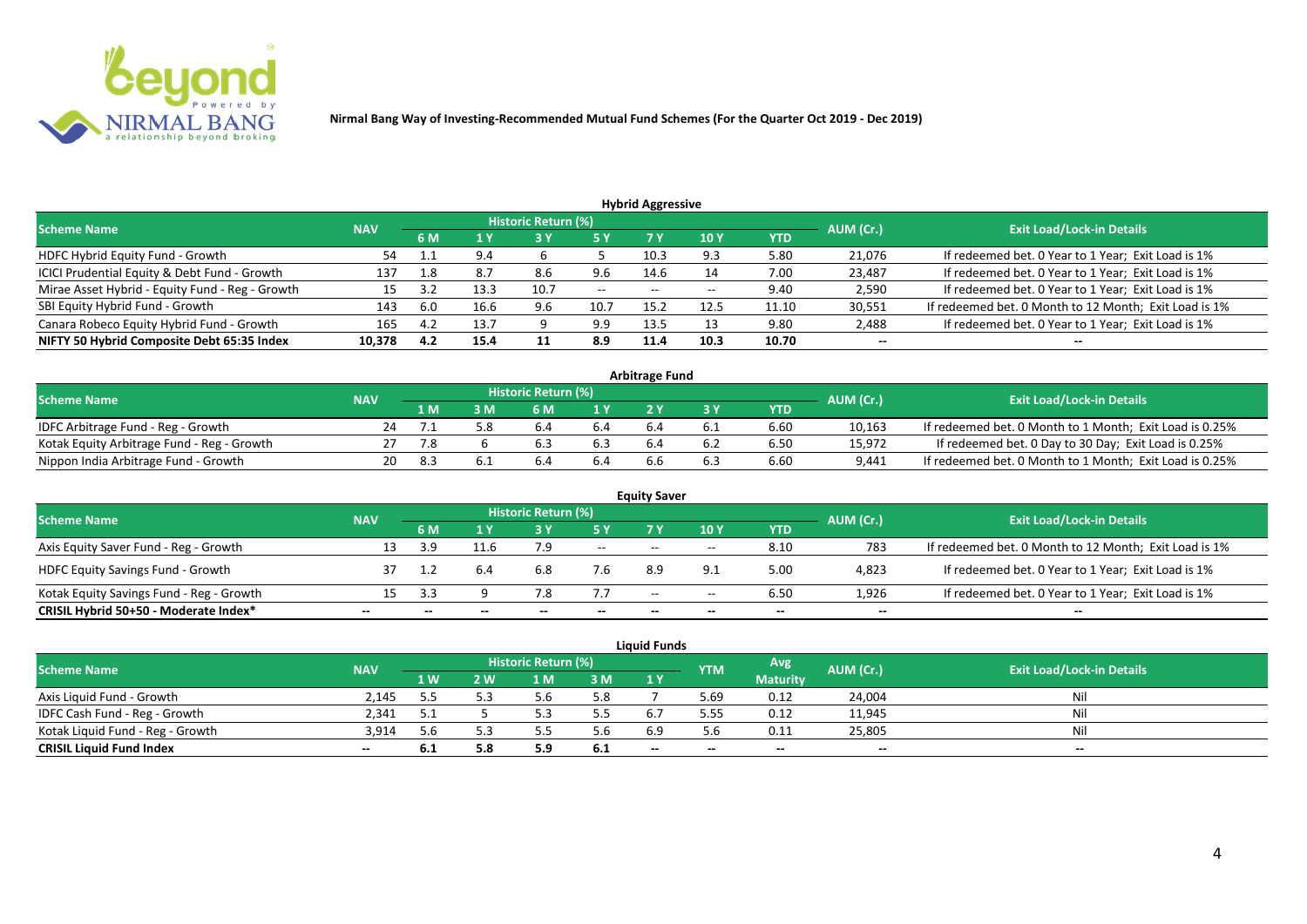**Nirmal Bang Way of Investing-Recommended Mutual Fund Schemes (For the Quarter Oct 2019 - Dec 2019)**

## Hybrid Aggressive

| Scheme Name | NAV | Historic Return (%) | | | | | | | AUM (Cr.) | Exit Load/Lock-in Details |
|---|---|---|---|---|---|---|---|---|---|---|
| | | 6 M | 1 Y | 3 Y | 5 Y | 7 Y | 10 Y | YTD | | |
| HDFC Hybrid Equity Fund - Growth | 54 | 1.1 | 9.4 | 6 | 5 | 10.3 | 9.3 | 5.80 | 21,076 | If redeemed bet. 0 Year to 1 Year; Exit Load is 1% |
| ICICI Prudential Equity & Debt Fund - Growth | 137 | 1.8 | 8.7 | 8.6 | 9.6 | 14.6 | 14 | 7.00 | 23,487 | If redeemed bet. 0 Year to 1 Year; Exit Load is 1% |
| Mirae Asset Hybrid - Equity Fund - Reg - Growth | 15 | 3.2 | 13.3 | 10.7 | -- | -- | -- | 9.40 | 2,590 | If redeemed bet. 0 Year to 1 Year; Exit Load is 1% |
| SBI Equity Hybrid Fund - Growth | 143 | 6.0 | 16.6 | 9.6 | 10.7 | 15.2 | 12.5 | 11.10 | 30,551 | If redeemed bet. 0 Month to 12 Month; Exit Load is 1% |
| Canara Robeco Equity Hybrid Fund - Growth | 165 | 4.2 | 13.7 | 9 | 9.9 | 13.5 | 13 | 9.80 | 2,488 | If redeemed bet. 0 Year to 1 Year; Exit Load is 1% |
| **NIFTY 50 Hybrid Composite Debt 65:35 Index** | **10,378** | **4.2** | **15.4** | **11** | **8.9** | **11.4** | **10.3** | **10.70** | **--** | **--** |

## Arbitrage Fund

| Scheme Name | NAV | Historic Return (%) | | | | | | | AUM (Cr.) | Exit Load/Lock-in Details |
|---|---|---|---|---|---|---|---|---|---|---|
| | | 1 M | 3 M | 6 M | 1 Y | 2 Y | 3 Y | YTD | | |
| IDFC Arbitrage Fund - Reg - Growth | 24 | 7.1 | 5.8 | 6.4 | 6.4 | 6.4 | 6.1 | 6.60 | 10,163 | If redeemed bet. 0 Month to 1 Month; Exit Load is 0.25% |
| Kotak Equity Arbitrage Fund - Reg - Growth | 27 | 7.8 | 6 | 6.3 | 6.3 | 6.4 | 6.2 | 6.50 | 15,972 | If redeemed bet. 0 Day to 30 Day; Exit Load is 0.25% |
| Nippon India Arbitrage Fund - Growth | 20 | 8.3 | 6.1 | 6.4 | 6.4 | 6.6 | 6.3 | 6.60 | 9,441 | If redeemed bet. 0 Month to 1 Month; Exit Load is 0.25% |

## Equity Saver

| Scheme Name | NAV | Historic Return (%) | | | | | | | AUM (Cr.) | Exit Load/Lock-in Details |
|---|---|---|---|---|---|---|---|---|---|---|
| | | 6 M | 1 Y | 3 Y | 5 Y | 7 Y | 10 Y | YTD | | |
| Axis Equity Saver Fund - Reg - Growth | 13 | 3.9 | 11.6 | 7.9 | -- | -- | -- | 8.10 | 783 | If redeemed bet. 0 Month to 12 Month; Exit Load is 1% |
| HDFC Equity Savings Fund - Growth | 37 | 1.2 | 6.4 | 6.8 | 7.6 | 8.9 | 9.1 | 5.00 | 4,823 | If redeemed bet. 0 Year to 1 Year; Exit Load is 1% |
| Kotak Equity Savings Fund - Reg - Growth | 15 | 3.3 | 9 | 7.8 | 7.7 | -- | -- | 6.50 | 1,926 | If redeemed bet. 0 Year to 1 Year; Exit Load is 1% |
| **CRISIL Hybrid 50+50 - Moderate Index*** | **--** | **--** | **--** | **--** | **--** | **--** | **--** | **--** | **--** | **--** |

## Liquid Funds

| Scheme Name | NAV | Historic Return (%) | | | | | YTM | Avg Maturity | AUM (Cr.) | Exit Load/Lock-in Details |
|---|---|---|---|---|---|---|---|---|---|---|
| | | 1 W | 2 W | 1 M | 3 M | 1 Y | | | | |
| Axis Liquid Fund - Growth | 2,145 | 5.5 | 5.3 | 5.6 | 5.8 | 7 | 5.69 | 0.12 | 24,004 | Nil |
| IDFC Cash Fund - Reg - Growth | 2,341 | 5.1 | 5 | 5.3 | 5.5 | 6.7 | 5.55 | 0.12 | 11,945 | Nil |
| Kotak Liquid Fund - Reg - Growth | 3,914 | 5.6 | 5.3 | 5.5 | 5.6 | 6.9 | 5.6 | 0.11 | 25,805 | Nil |
| **CRISIL Liquid Fund Index** | **--** | **6.1** | **5.8** | **5.9** | **6.1** | **--** | **--** | **--** | **--** | **--** |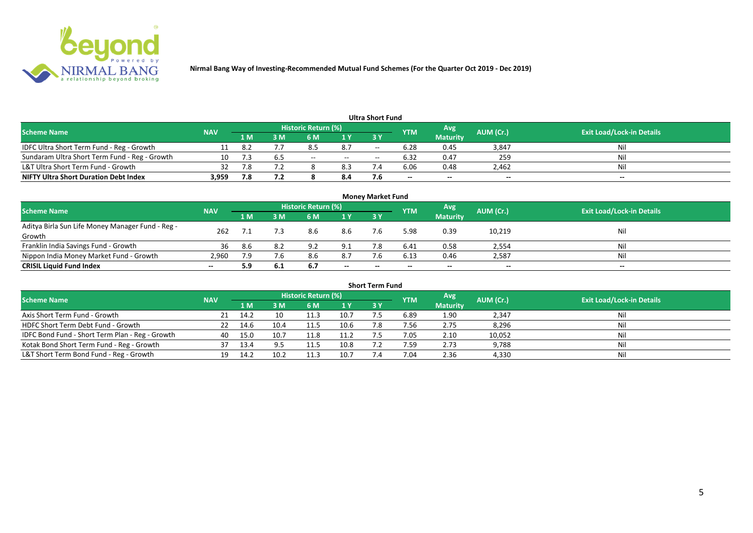Nirmal Bang Way of Investing-Recommended Mutual Fund Schemes (For the Quarter Oct 2019 - Dec 2019)

## Ultra Short Fund

| Scheme Name | NAV | Historic Return (%) | | | | | YTM | Avg Maturity | AUM (Cr.) | Exit Load/Lock-in Details |
|---|---|---|---|---|---|---|---|---|---|---|
| | | 1 M | 3 M | 6 M | 1 Y | 3 Y | | | | |
| IDFC Ultra Short Term Fund - Reg - Growth | 11 | 8.2 | 7.7 | 8.5 | 8.7 | -- | 6.28 | 0.45 | 3,847 | Nil |
| Sundaram Ultra Short Term Fund - Reg - Growth | 10 | 7.3 | 6.5 | -- | -- | -- | 6.32 | 0.47 | 259 | Nil |
| L&T Ultra Short Term Fund - Growth | 32 | 7.8 | 7.2 | 8 | 8.3 | 7.4 | 6.06 | 0.48 | 2,462 | Nil |
| **NIFTY Ultra Short Duration Debt Index** | **3,959** | **7.8** | **7.2** | **8** | **8.4** | **7.6** | **--** | **--** | **--** | **--** |

## Money Market Fund

| Scheme Name | NAV | Historic Return (%) | | | | | YTM | Avg Maturity | AUM (Cr.) | Exit Load/Lock-in Details |
|---|---|---|---|---|---|---|---|---|---|---|
| | | 1 M | 3 M | 6 M | 1 Y | 3 Y | | | | |
| Aditya Birla Sun Life Money Manager Fund - Reg - Growth | 262 | 7.1 | 7.3 | 8.6 | 8.6 | 7.6 | 5.98 | 0.39 | 10,219 | Nil |
| Franklin India Savings Fund - Growth | 36 | 8.6 | 8.2 | 9.2 | 9.1 | 7.8 | 6.41 | 0.58 | 2,554 | Nil |
| Nippon India Money Market Fund - Growth | 2,960 | 7.9 | 7.6 | 8.6 | 8.7 | 7.6 | 6.13 | 0.46 | 2,587 | Nil |
| **CRISIL Liquid Fund Index** | **--** | **5.9** | **6.1** | **6.7** | **--** | **--** | **--** | **--** | **--** | **--** |

## Short Term Fund

| Scheme Name | NAV | Historic Return (%) | | | | | YTM | Avg Maturity | AUM (Cr.) | Exit Load/Lock-in Details |
|---|---|---|---|---|---|---|---|---|---|---|
| | | 1 M | 3 M | 6 M | 1 Y | 3 Y | | | | |
| Axis Short Term Fund - Growth | 21 | 14.2 | 10 | 11.3 | 10.7 | 7.5 | 6.89 | 1.90 | 2,347 | Nil |
| HDFC Short Term Debt Fund - Growth | 22 | 14.6 | 10.4 | 11.5 | 10.6 | 7.8 | 7.56 | 2.75 | 8,296 | Nil |
| IDFC Bond Fund - Short Term Plan - Reg - Growth | 40 | 15.0 | 10.7 | 11.8 | 11.2 | 7.5 | 7.05 | 2.10 | 10,052 | Nil |
| Kotak Bond Short Term Fund - Reg - Growth | 37 | 13.4 | 9.5 | 11.5 | 10.8 | 7.2 | 7.59 | 2.73 | 9,788 | Nil |
| L&T Short Term Bond Fund - Reg - Growth | 19 | 14.2 | 10.2 | 11.3 | 10.7 | 7.4 | 7.04 | 2.36 | 4,330 | Nil |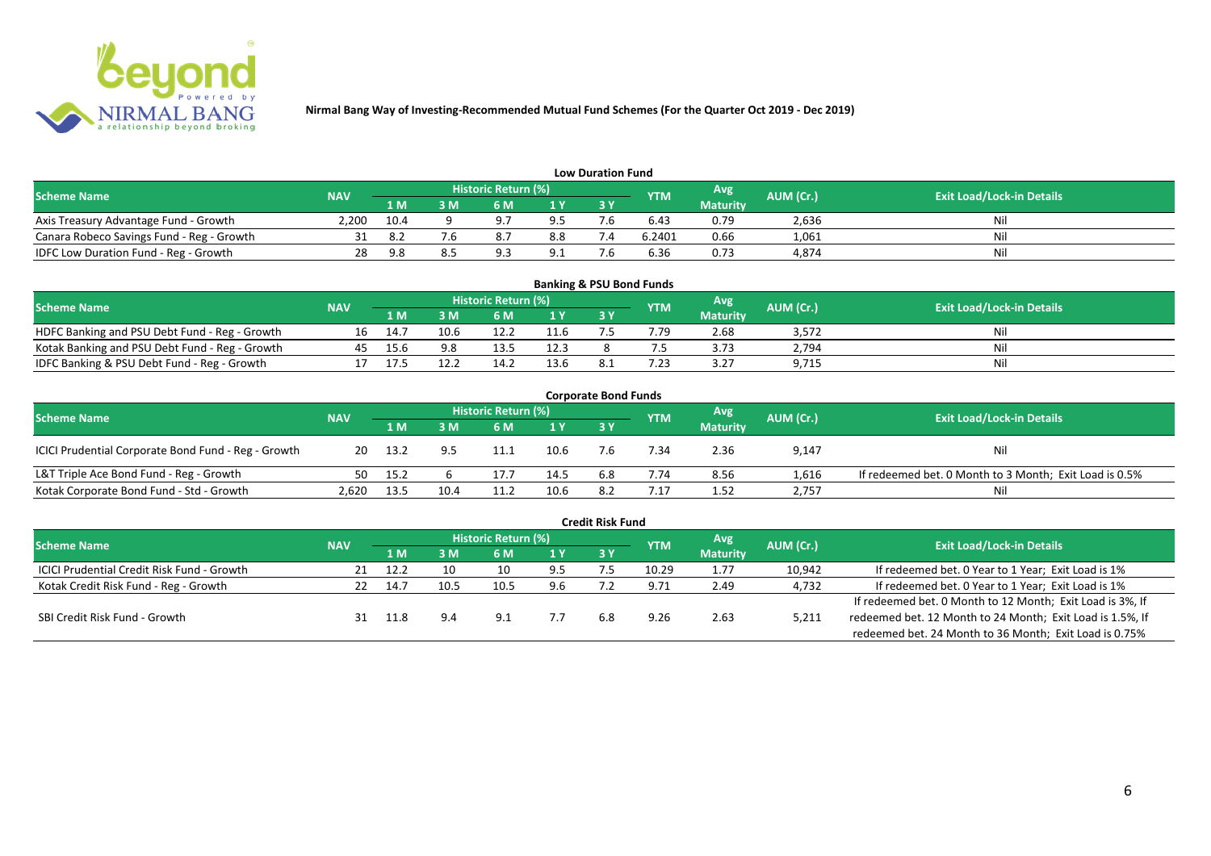Nirmal Bang Way of Investing-Recommended Mutual Fund Schemes (For the Quarter Oct 2019 - Dec 2019)

## Low Duration Fund

| Scheme Name | NAV | Historic Return (%) | | | | | YTM | Avg Maturity | AUM (Cr.) | Exit Load/Lock-in Details |
|---|---|---|---|---|---|---|---|---|---|---|
| | | 1 M | 3 M | 6 M | 1 Y | 3 Y | | | | |
| Axis Treasury Advantage Fund - Growth | 2,200 | 10.4 | 9 | 9.7 | 9.5 | 7.6 | 6.43 | 0.79 | 2,636 | Nil |
| Canara Robeco Savings Fund - Reg - Growth | 31 | 8.2 | 7.6 | 8.7 | 8.8 | 7.4 | 6.2401 | 0.66 | 1,061 | Nil |
| IDFC Low Duration Fund - Reg - Growth | 28 | 9.8 | 8.5 | 9.3 | 9.1 | 7.6 | 6.36 | 0.73 | 4,874 | Nil |

## Banking & PSU Bond Funds

| Scheme Name | NAV | Historic Return (%) | | | | | YTM | Avg Maturity | AUM (Cr.) | Exit Load/Lock-in Details |
|---|---|---|---|---|---|---|---|---|---|---|
| | | 1 M | 3 M | 6 M | 1 Y | 3 Y | | | | |
| HDFC Banking and PSU Debt Fund - Reg - Growth | 16 | 14.7 | 10.6 | 12.2 | 11.6 | 7.5 | 7.79 | 2.68 | 3,572 | Nil |
| Kotak Banking and PSU Debt Fund - Reg - Growth | 45 | 15.6 | 9.8 | 13.5 | 12.3 | 8 | 7.5 | 3.73 | 2,794 | Nil |
| IDFC Banking & PSU Debt Fund - Reg - Growth | 17 | 17.5 | 12.2 | 14.2 | 13.6 | 8.1 | 7.23 | 3.27 | 9,715 | Nil |

## Corporate Bond Funds

| Scheme Name | NAV | Historic Return (%) | | | | | YTM | Avg Maturity | AUM (Cr.) | Exit Load/Lock-in Details |
|---|---|---|---|---|---|---|---|---|---|---|
| | | 1 M | 3 M | 6 M | 1 Y | 3 Y | | | | |
| ICICI Prudential Corporate Bond Fund - Reg - Growth | 20 | 13.2 | 9.5 | 11.1 | 10.6 | 7.6 | 7.34 | 2.36 | 9,147 | Nil |
| L&T Triple Ace Bond Fund - Reg - Growth | 50 | 15.2 | 6 | 17.7 | 14.5 | 6.8 | 7.74 | 8.56 | 1,616 | If redeemed bet. 0 Month to 3 Month; Exit Load is 0.5% |
| Kotak Corporate Bond Fund - Std - Growth | 2,620 | 13.5 | 10.4 | 11.2 | 10.6 | 8.2 | 7.17 | 1.52 | 2,757 | Nil |

## Credit Risk Fund

| Scheme Name | NAV | Historic Return (%) | | | | | YTM | Avg Maturity | AUM (Cr.) | Exit Load/Lock-in Details |
|---|---|---|---|---|---|---|---|---|---|---|
| | | 1 M | 3 M | 6 M | 1 Y | 3 Y | | | | |
| ICICI Prudential Credit Risk Fund - Growth | 21 | 12.2 | 10 | 10 | 9.5 | 7.5 | 10.29 | 1.77 | 10,942 | If redeemed bet. 0 Year to 1 Year; Exit Load is 1% |
| Kotak Credit Risk Fund - Reg - Growth | 22 | 14.7 | 10.5 | 10.5 | 9.6 | 7.2 | 9.71 | 2.49 | 4,732 | If redeemed bet. 0 Year to 1 Year; Exit Load is 1% |
| SBI Credit Risk Fund - Growth | 31 | 11.8 | 9.4 | 9.1 | 7.7 | 6.8 | 9.26 | 2.63 | 5,211 | If redeemed bet. 0 Month to 12 Month; Exit Load is 3%, If redeemed bet. 12 Month to 24 Month; Exit Load is 1.5%, If redeemed bet. 24 Month to 36 Month; Exit Load is 0.75% |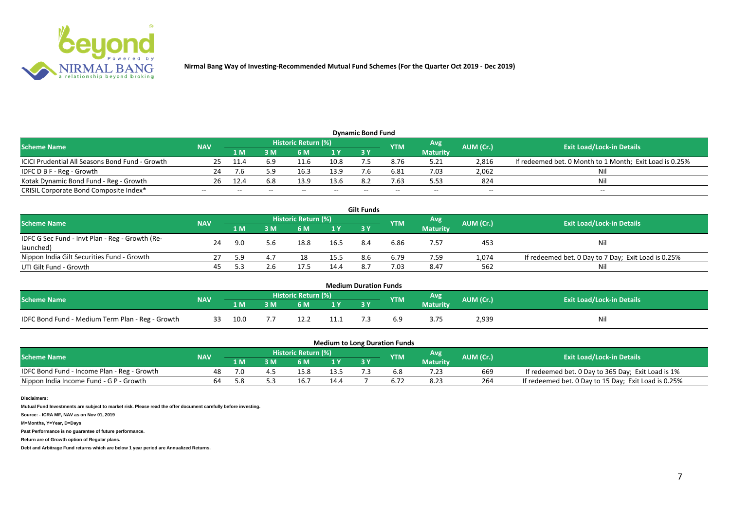Nirmal Bang Way of Investing-Recommended Mutual Fund Schemes (For the Quarter Oct 2019 - Dec 2019)

## Dynamic Bond Fund

| Scheme Name | NAV | Historic Return (%) | | | | | YTM | Avg Maturity | AUM (Cr.) | Exit Load/Lock-in Details |
|---|---|---|---|---|---|---|---|---|---|---|
| | | 1 M | 3 M | 6 M | 1 Y | 3 Y | | | | |
| ICICI Prudential All Seasons Bond Fund - Growth | 25 | 11.4 | 6.9 | 11.6 | 10.8 | 7.5 | 8.76 | 5.21 | 2,816 | If redeemed bet. 0 Month to 1 Month; Exit Load is 0.25% |
| IDFC D B F - Reg - Growth | 24 | 7.6 | 5.9 | 16.3 | 13.9 | 7.6 | 6.81 | 7.03 | 2,062 | Nil |
| Kotak Dynamic Bond Fund - Reg - Growth | 26 | 12.4 | 6.8 | 13.9 | 13.6 | 8.2 | 7.63 | 5.53 | 824 | Nil |
| CRISIL Corporate Bond Composite Index* | -- | -- | -- | -- | -- | -- | -- | -- | -- | -- |

## Gilt Funds

| Scheme Name | NAV | Historic Return (%) | | | | | YTM | Avg Maturity | AUM (Cr.) | Exit Load/Lock-in Details |
|---|---|---|---|---|---|---|---|---|---|---|
| | | 1 M | 3 M | 6 M | 1 Y | 3 Y | | | | |
| IDFC G Sec Fund - Invt Plan - Reg - Growth (Re-launched) | 24 | 9.0 | 5.6 | 18.8 | 16.5 | 8.4 | 6.86 | 7.57 | 453 | Nil |
| Nippon India Gilt Securities Fund - Growth | 27 | 5.9 | 4.7 | 18 | 15.5 | 8.6 | 6.79 | 7.59 | 1,074 | If redeemed bet. 0 Day to 7 Day; Exit Load is 0.25% |
| UTI Gilt Fund - Growth | 45 | 5.3 | 2.6 | 17.5 | 14.4 | 8.7 | 7.03 | 8.47 | 562 | Nil |

## Medium Duration Funds

| Scheme Name | NAV | Historic Return (%) | | | | | YTM | Avg Maturity | AUM (Cr.) | Exit Load/Lock-in Details |
|---|---|---|---|---|---|---|---|---|---|---|
| | | 1 M | 3 M | 6 M | 1 Y | 3 Y | | | | |
| IDFC Bond Fund - Medium Term Plan - Reg - Growth | 33 | 10.0 | 7.7 | 12.2 | 11.1 | 7.3 | 6.9 | 3.75 | 2,939 | Nil |

## Medium to Long Duration Funds

| Scheme Name | NAV | Historic Return (%) | | | | | YTM | Avg Maturity | AUM (Cr.) | Exit Load/Lock-in Details |
|---|---|---|---|---|---|---|---|---|---|---|
| | | 1 M | 3 M | 6 M | 1 Y | 3 Y | | | | |
| IDFC Bond Fund - Income Plan - Reg - Growth | 48 | 7.0 | 4.5 | 15.8 | 13.5 | 7.3 | 6.8 | 7.23 | 669 | If redeemed bet. 0 Day to 365 Day; Exit Load is 1% |
| Nippon India Income Fund - G P - Growth | 64 | 5.8 | 5.3 | 16.7 | 14.4 | 7 | 6.72 | 8.23 | 264 | If redeemed bet. 0 Day to 15 Day; Exit Load is 0.25% |

**Disclaimers:**

**Mutual Fund Investments are subject to market risk. Please read the offer document carefully before investing.**

**Source: - ICRA MF, NAV as on Nov 01, 2019**

**M=Months, Y=Year, D=Days**

**Past Performance is no guarantee of future performance.**

**Return are of Growth option of Regular plans.**

**Debt and Arbitrage Fund returns which are below 1 year period are Annualized Returns.**